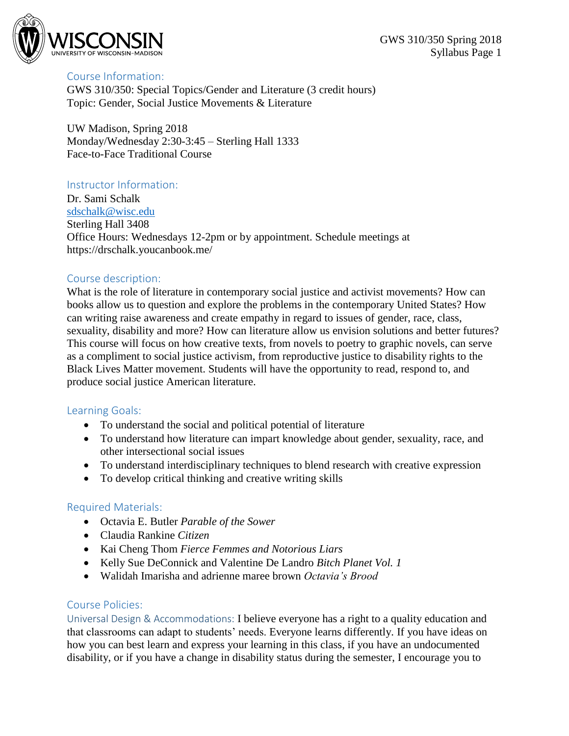## Course Information:

GWS 310/350: Special Topics/Gender and Literature (3 credit hours)
Topic: Gender, Social Justice Movements & Literature

UW Madison, Spring 2018
Monday/Wednesday 2:30-3:45 – Sterling Hall 1333
Face-to-Face Traditional Course

## Instructor Information:

Dr. Sami Schalk
sdschalk@wisc.edu
Sterling Hall 3408
Office Hours: Wednesdays 12-2pm or by appointment. Schedule meetings at https://drschalk.youcanbook.me/

## Course description:

What is the role of literature in contemporary social justice and activist movements? How can books allow us to question and explore the problems in the contemporary United States? How can writing raise awareness and create empathy in regard to issues of gender, race, class, sexuality, disability and more? How can literature allow us envision solutions and better futures? This course will focus on how creative texts, from novels to poetry to graphic novels, can serve as a compliment to social justice activism, from reproductive justice to disability rights to the Black Lives Matter movement. Students will have the opportunity to read, respond to, and produce social justice American literature.

## Learning Goals:

- To understand the social and political potential of literature
- To understand how literature can impart knowledge about gender, sexuality, race, and other intersectional social issues
- To understand interdisciplinary techniques to blend research with creative expression
- To develop critical thinking and creative writing skills

## Required Materials:

- Octavia E. Butler *Parable of the Sower*
- Claudia Rankine *Citizen*
- Kai Cheng Thom *Fierce Femmes and Notorious Liars*
- Kelly Sue DeConnick and Valentine De Landro *Bitch Planet Vol. 1*
- Walidah Imarisha and adrienne maree brown *Octavia's Brood*

## Course Policies:

### Universal Design & Accommodations:

I believe everyone has a right to a quality education and that classrooms can adapt to students' needs. Everyone learns differently. If you have ideas on how you can best learn and express your learning in this class, if you have an undocumented disability, or if you have a change in disability status during the semester, I encourage you to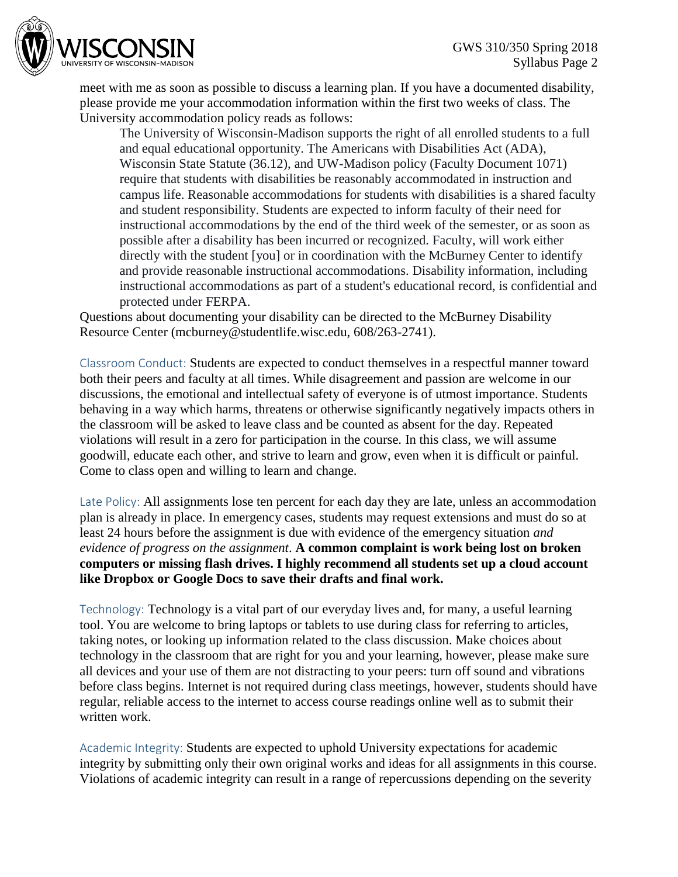meet with me as soon as possible to discuss a learning plan. If you have a documented disability, please provide me your accommodation information within the first two weeks of class. The University accommodation policy reads as follows:

> The University of Wisconsin-Madison supports the right of all enrolled students to a full and equal educational opportunity. The Americans with Disabilities Act (ADA), Wisconsin State Statute (36.12), and UW-Madison policy (Faculty Document 1071) require that students with disabilities be reasonably accommodated in instruction and campus life. Reasonable accommodations for students with disabilities is a shared faculty and student responsibility. Students are expected to inform faculty of their need for instructional accommodations by the end of the third week of the semester, or as soon as possible after a disability has been incurred or recognized. Faculty, will work either directly with the student [you] or in coordination with the McBurney Center to identify and provide reasonable instructional accommodations. Disability information, including instructional accommodations as part of a student's educational record, is confidential and protected under FERPA.

Questions about documenting your disability can be directed to the McBurney Disability Resource Center (mcburney@studentlife.wisc.edu, 608/263-2741).

Classroom Conduct: Students are expected to conduct themselves in a respectful manner toward both their peers and faculty at all times. While disagreement and passion are welcome in our discussions, the emotional and intellectual safety of everyone is of utmost importance. Students behaving in a way which harms, threatens or otherwise significantly negatively impacts others in the classroom will be asked to leave class and be counted as absent for the day. Repeated violations will result in a zero for participation in the course. In this class, we will assume goodwill, educate each other, and strive to learn and grow, even when it is difficult or painful. Come to class open and willing to learn and change.

Late Policy: All assignments lose ten percent for each day they are late, unless an accommodation plan is already in place. In emergency cases, students may request extensions and must do so at least 24 hours before the assignment is due with evidence of the emergency situation *and evidence of progress on the assignment*. **A common complaint is work being lost on broken computers or missing flash drives. I highly recommend all students set up a cloud account like Dropbox or Google Docs to save their drafts and final work.**

Technology: Technology is a vital part of our everyday lives and, for many, a useful learning tool. You are welcome to bring laptops or tablets to use during class for referring to articles, taking notes, or looking up information related to the class discussion. Make choices about technology in the classroom that are right for you and your learning, however, please make sure all devices and your use of them are not distracting to your peers: turn off sound and vibrations before class begins. Internet is not required during class meetings, however, students should have regular, reliable access to the internet to access course readings online well as to submit their written work.

Academic Integrity: Students are expected to uphold University expectations for academic integrity by submitting only their own original works and ideas for all assignments in this course. Violations of academic integrity can result in a range of repercussions depending on the severity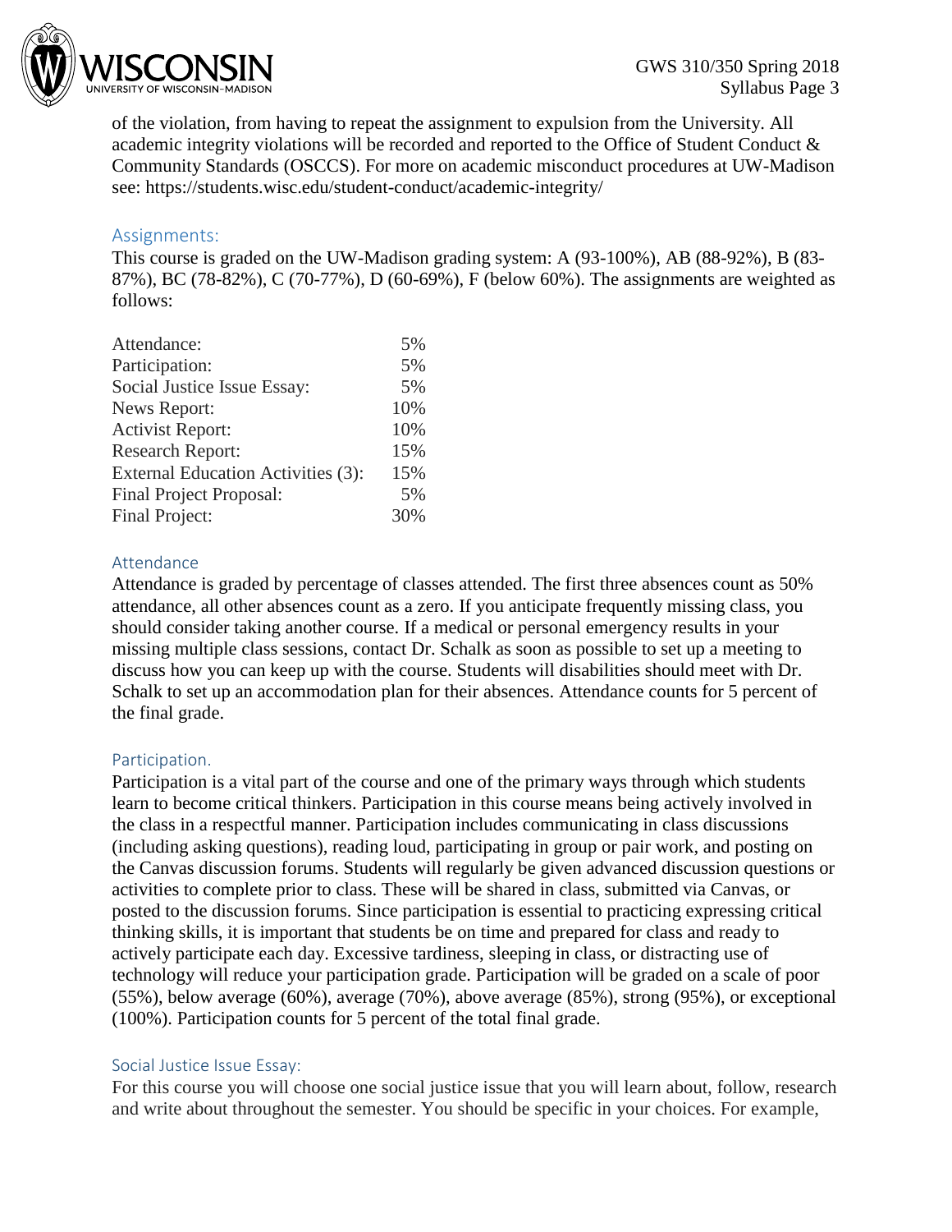of the violation, from having to repeat the assignment to expulsion from the University. All academic integrity violations will be recorded and reported to the Office of Student Conduct & Community Standards (OSCCS). For more on academic misconduct procedures at UW-Madison see: https://students.wisc.edu/student-conduct/academic-integrity/

## Assignments:

This course is graded on the UW-Madison grading system: A (93-100%), AB (88-92%), B (83-87%), BC (78-82%), C (70-77%), D (60-69%), F (below 60%). The assignments are weighted as follows:

| Assignment | Weight |
| --- | --- |
| Attendance: | 5% |
| Participation: | 5% |
| Social Justice Issue Essay: | 5% |
| News Report: | 10% |
| Activist Report: | 10% |
| Research Report: | 15% |
| External Education Activities (3): | 15% |
| Final Project Proposal: | 5% |
| Final Project: | 30% |

### Attendance

Attendance is graded by percentage of classes attended. The first three absences count as 50% attendance, all other absences count as a zero. If you anticipate frequently missing class, you should consider taking another course. If a medical or personal emergency results in your missing multiple class sessions, contact Dr. Schalk as soon as possible to set up a meeting to discuss how you can keep up with the course. Students will disabilities should meet with Dr. Schalk to set up an accommodation plan for their absences. Attendance counts for 5 percent of the final grade.

### Participation.

Participation is a vital part of the course and one of the primary ways through which students learn to become critical thinkers. Participation in this course means being actively involved in the class in a respectful manner. Participation includes communicating in class discussions (including asking questions), reading loud, participating in group or pair work, and posting on the Canvas discussion forums. Students will regularly be given advanced discussion questions or activities to complete prior to class. These will be shared in class, submitted via Canvas, or posted to the discussion forums. Since participation is essential to practicing expressing critical thinking skills, it is important that students be on time and prepared for class and ready to actively participate each day. Excessive tardiness, sleeping in class, or distracting use of technology will reduce your participation grade. Participation will be graded on a scale of poor (55%), below average (60%), average (70%), above average (85%), strong (95%), or exceptional (100%). Participation counts for 5 percent of the total final grade.

### Social Justice Issue Essay:

For this course you will choose one social justice issue that you will learn about, follow, research and write about throughout the semester. You should be specific in your choices. For example,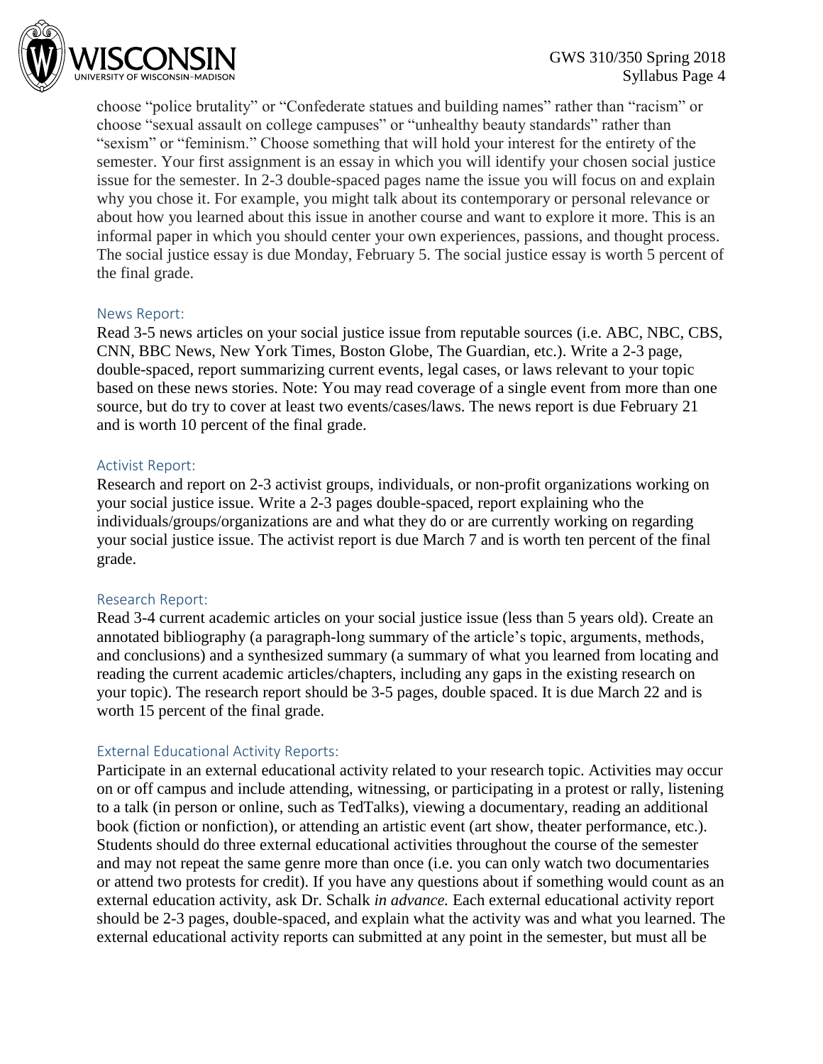choose "police brutality" or "Confederate statues and building names" rather than "racism" or choose "sexual assault on college campuses" or "unhealthy beauty standards" rather than "sexism" or "feminism." Choose something that will hold your interest for the entirety of the semester. Your first assignment is an essay in which you will identify your chosen social justice issue for the semester. In 2-3 double-spaced pages name the issue you will focus on and explain why you chose it. For example, you might talk about its contemporary or personal relevance or about how you learned about this issue in another course and want to explore it more. This is an informal paper in which you should center your own experiences, passions, and thought process. The social justice essay is due Monday, February 5. The social justice essay is worth 5 percent of the final grade.

### News Report:

Read 3-5 news articles on your social justice issue from reputable sources (i.e. ABC, NBC, CBS, CNN, BBC News, New York Times, Boston Globe, The Guardian, etc.). Write a 2-3 page, double-spaced, report summarizing current events, legal cases, or laws relevant to your topic based on these news stories. Note: You may read coverage of a single event from more than one source, but do try to cover at least two events/cases/laws. The news report is due February 21 and is worth 10 percent of the final grade.

### Activist Report:

Research and report on 2-3 activist groups, individuals, or non-profit organizations working on your social justice issue. Write a 2-3 pages double-spaced, report explaining who the individuals/groups/organizations are and what they do or are currently working on regarding your social justice issue. The activist report is due March 7 and is worth ten percent of the final grade.

### Research Report:

Read 3-4 current academic articles on your social justice issue (less than 5 years old). Create an annotated bibliography (a paragraph-long summary of the article's topic, arguments, methods, and conclusions) and a synthesized summary (a summary of what you learned from locating and reading the current academic articles/chapters, including any gaps in the existing research on your topic). The research report should be 3-5 pages, double spaced. It is due March 22 and is worth 15 percent of the final grade.

### External Educational Activity Reports:

Participate in an external educational activity related to your research topic. Activities may occur on or off campus and include attending, witnessing, or participating in a protest or rally, listening to a talk (in person or online, such as TedTalks), viewing a documentary, reading an additional book (fiction or nonfiction), or attending an artistic event (art show, theater performance, etc.). Students should do three external educational activities throughout the course of the semester and may not repeat the same genre more than once (i.e. you can only watch two documentaries or attend two protests for credit). If you have any questions about if something would count as an external education activity, ask Dr. Schalk *in advance.* Each external educational activity report should be 2-3 pages, double-spaced, and explain what the activity was and what you learned. The external educational activity reports can submitted at any point in the semester, but must all be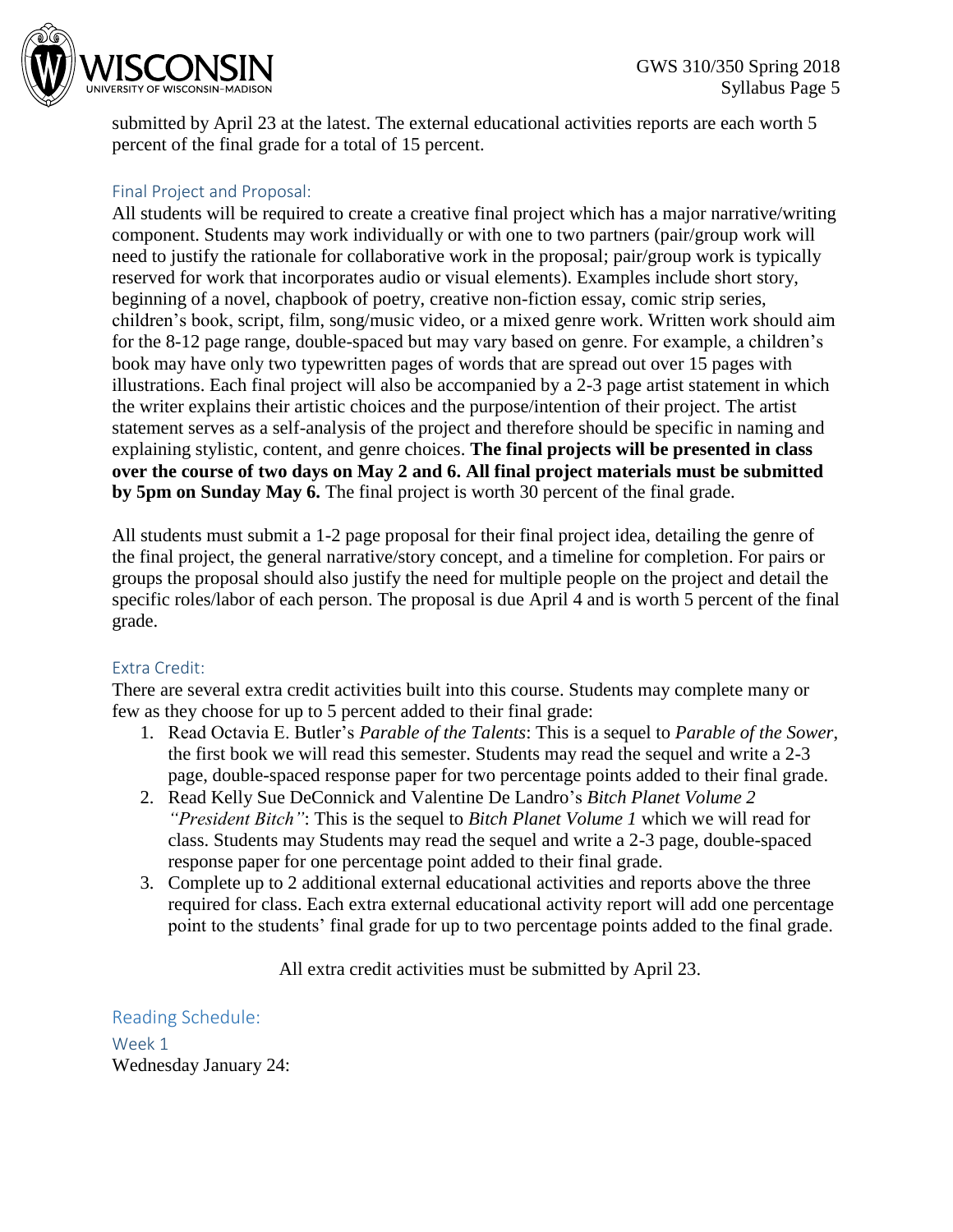submitted by April 23 at the latest. The external educational activities reports are each worth 5 percent of the final grade for a total of 15 percent.

### Final Project and Proposal:

All students will be required to create a creative final project which has a major narrative/writing component. Students may work individually or with one to two partners (pair/group work will need to justify the rationale for collaborative work in the proposal; pair/group work is typically reserved for work that incorporates audio or visual elements). Examples include short story, beginning of a novel, chapbook of poetry, creative non-fiction essay, comic strip series, children's book, script, film, song/music video, or a mixed genre work. Written work should aim for the 8-12 page range, double-spaced but may vary based on genre. For example, a children's book may have only two typewritten pages of words that are spread out over 15 pages with illustrations. Each final project will also be accompanied by a 2-3 page artist statement in which the writer explains their artistic choices and the purpose/intention of their project. The artist statement serves as a self-analysis of the project and therefore should be specific in naming and explaining stylistic, content, and genre choices. **The final projects will be presented in class over the course of two days on May 2 and 6. All final project materials must be submitted by 5pm on Sunday May 6.** The final project is worth 30 percent of the final grade.

All students must submit a 1-2 page proposal for their final project idea, detailing the genre of the final project, the general narrative/story concept, and a timeline for completion. For pairs or groups the proposal should also justify the need for multiple people on the project and detail the specific roles/labor of each person. The proposal is due April 4 and is worth 5 percent of the final grade.

### Extra Credit:

There are several extra credit activities built into this course. Students may complete many or few as they choose for up to 5 percent added to their final grade:

1. Read Octavia E. Butler's *Parable of the Talents*: This is a sequel to *Parable of the Sower*, the first book we will read this semester. Students may read the sequel and write a 2-3 page, double-spaced response paper for two percentage points added to their final grade.
2. Read Kelly Sue DeConnick and Valentine De Landro's *Bitch Planet Volume 2 "President Bitch"*: This is the sequel to *Bitch Planet Volume 1* which we will read for class. Students may Students may read the sequel and write a 2-3 page, double-spaced response paper for one percentage point added to their final grade.
3. Complete up to 2 additional external educational activities and reports above the three required for class. Each extra external educational activity report will add one percentage point to the students' final grade for up to two percentage points added to the final grade.

All extra credit activities must be submitted by April 23.

## Reading Schedule:

### Week 1

Wednesday January 24: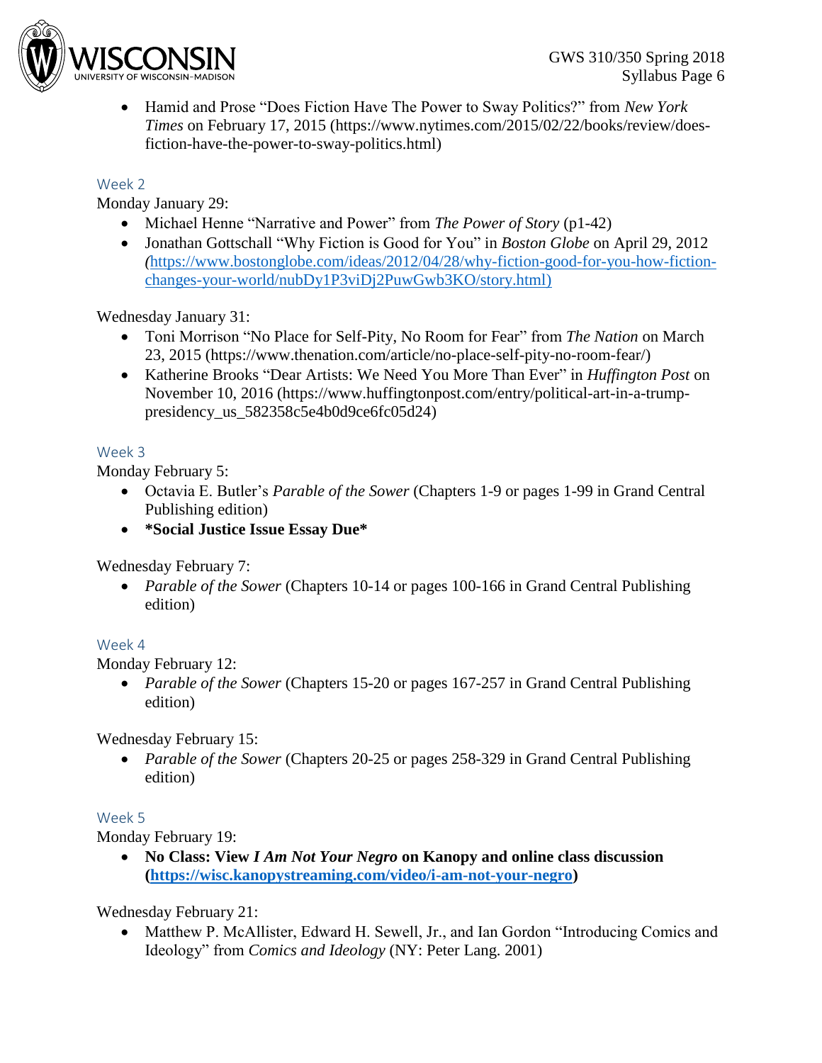- Hamid and Prose "Does Fiction Have The Power to Sway Politics?" from *New York Times* on February 17, 2015 (https://www.nytimes.com/2015/02/22/books/review/does-fiction-have-the-power-to-sway-politics.html)

### Week 2

Monday January 29:

- Michael Henne "Narrative and Power" from *The Power of Story* (p1-42)
- Jonathan Gottschall "Why Fiction is Good for You" in *Boston Globe* on April 29, 2012 (https://www.bostonglobe.com/ideas/2012/04/28/why-fiction-good-for-you-how-fiction-changes-your-world/nubDy1P3viDj2PuwGwb3KO/story.html)

Wednesday January 31:

- Toni Morrison "No Place for Self-Pity, No Room for Fear" from *The Nation* on March 23, 2015 (https://www.thenation.com/article/no-place-self-pity-no-room-fear/)
- Katherine Brooks "Dear Artists: We Need You More Than Ever" in *Huffington Post* on November 10, 2016 (https://www.huffingtonpost.com/entry/political-art-in-a-trump-presidency_us_582358c5e4b0d9ce6fc05d24)

### Week 3

Monday February 5:

- Octavia E. Butler's *Parable of the Sower* (Chapters 1-9 or pages 1-99 in Grand Central Publishing edition)
- **\*Social Justice Issue Essay Due\***

Wednesday February 7:

- *Parable of the Sower* (Chapters 10-14 or pages 100-166 in Grand Central Publishing edition)

### Week 4

Monday February 12:

- *Parable of the Sower* (Chapters 15-20 or pages 167-257 in Grand Central Publishing edition)

Wednesday February 15:

- *Parable of the Sower* (Chapters 20-25 or pages 258-329 in Grand Central Publishing edition)

### Week 5

Monday February 19:

- **No Class: View *I Am Not Your Negro* on Kanopy and online class discussion (https://wisc.kanopystreaming.com/video/i-am-not-your-negro)**

Wednesday February 21:

- Matthew P. McAllister, Edward H. Sewell, Jr., and Ian Gordon "Introducing Comics and Ideology" from *Comics and Ideology* (NY: Peter Lang. 2001)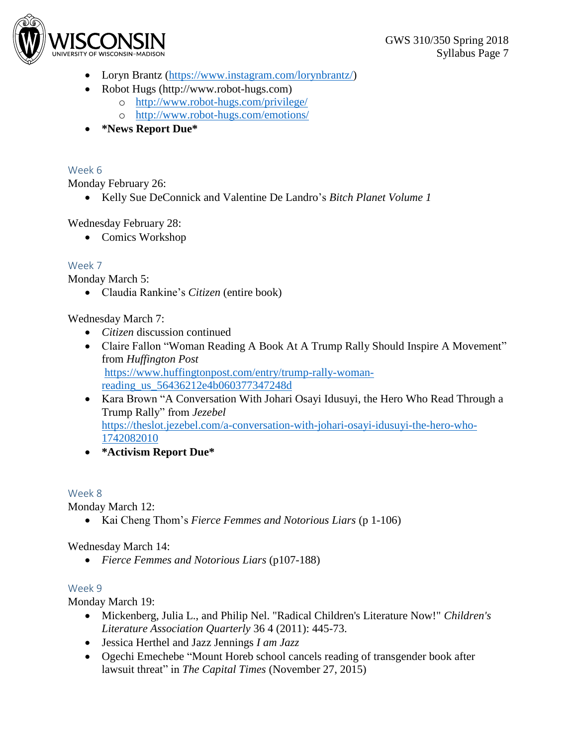- Loryn Brantz (https://www.instagram.com/lorynbrantz/)
- Robot Hugs (http://www.robot-hugs.com)
    - http://www.robot-hugs.com/privilege/
    - http://www.robot-hugs.com/emotions/
- ***News Report Due***

### Week 6

Monday February 26:

- Kelly Sue DeConnick and Valentine De Landro's *Bitch Planet Volume 1*

Wednesday February 28:

- Comics Workshop

### Week 7

Monday March 5:

- Claudia Rankine's *Citizen* (entire book)

Wednesday March 7:

- *Citizen* discussion continued
- Claire Fallon "Woman Reading A Book At A Trump Rally Should Inspire A Movement" from *Huffington Post* https://www.huffingtonpost.com/entry/trump-rally-woman-reading_us_56436212e4b0603773347248d
- Kara Brown "A Conversation With Johari Osayi Idusuyi, the Hero Who Read Through a Trump Rally" from *Jezebel* https://theslot.jezebel.com/a-conversation-with-johari-osayi-idusuyi-the-hero-who-1742082010
- ***Activism Report Due***

### Week 8

Monday March 12:

- Kai Cheng Thom's *Fierce Femmes and Notorious Liars* (p 1-106)

Wednesday March 14:

- *Fierce Femmes and Notorious Liars* (p107-188)

### Week 9

Monday March 19:

- Mickenberg, Julia L., and Philip Nel. "Radical Children's Literature Now!" *Children's Literature Association Quarterly* 36 4 (2011): 445-73.
- Jessica Herthel and Jazz Jennings *I am Jazz*
- Ogechi Emechebe "Mount Horeb school cancels reading of transgender book after lawsuit threat" in *The Capital Times* (November 27, 2015)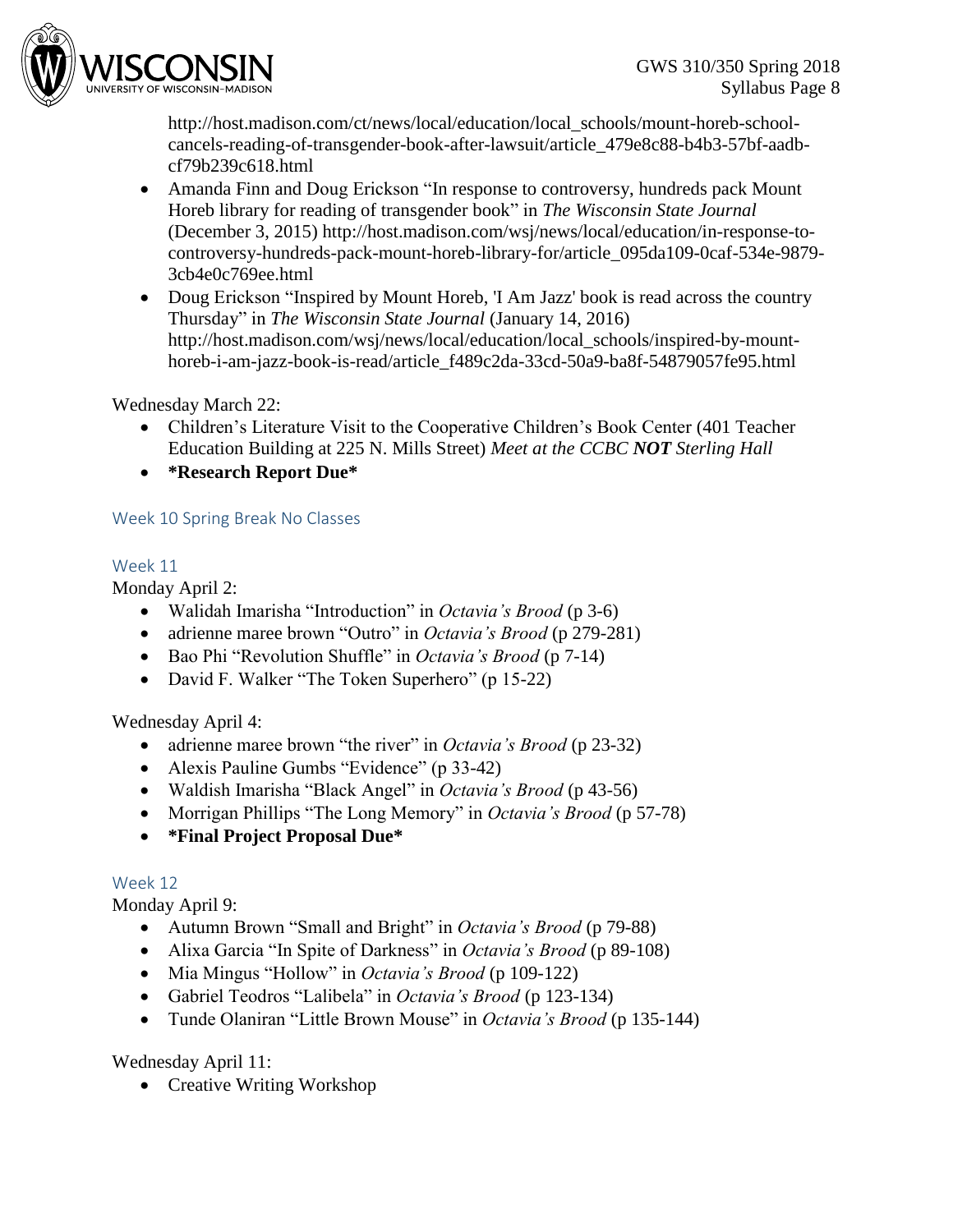http://host.madison.com/ct/news/local/education/local_schools/mount-horeb-school-cancels-reading-of-transgender-book-after-lawsuit/article_479e8c88-b4b3-57bf-aadb-cf79b239c618.html

- Amanda Finn and Doug Erickson "In response to controversy, hundreds pack Mount Horeb library for reading of transgender book" in *The Wisconsin State Journal* (December 3, 2015) http://host.madison.com/wsj/news/local/education/in-response-to-controversy-hundreds-pack-mount-horeb-library-for/article_095da109-0caf-534e-9879-3cb4e0c769ee.html
- Doug Erickson "Inspired by Mount Horeb, 'I Am Jazz' book is read across the country Thursday" in *The Wisconsin State Journal* (January 14, 2016) http://host.madison.com/wsj/news/local/education/local_schools/inspired-by-mount-horeb-i-am-jazz-book-is-read/article_f489c2da-33cd-50a9-ba8f-54879057fe95.html

Wednesday March 22:

- Children's Literature Visit to the Cooperative Children's Book Center (401 Teacher Education Building at 225 N. Mills Street) *Meet at the CCBC **NOT** Sterling Hall*
- **\*Research Report Due\***

### Week 10 Spring Break No Classes

### Week 11

Monday April 2:

- Walidah Imarisha "Introduction" in *Octavia's Brood* (p 3-6)
- adrienne maree brown "Outro" in *Octavia's Brood* (p 279-281)
- Bao Phi "Revolution Shuffle" in *Octavia's Brood* (p 7-14)
- David F. Walker "The Token Superhero" (p 15-22)

Wednesday April 4:

- adrienne maree brown "the river" in *Octavia's Brood* (p 23-32)
- Alexis Pauline Gumbs "Evidence" (p 33-42)
- Waldish Imarisha "Black Angel" in *Octavia's Brood* (p 43-56)
- Morrigan Phillips "The Long Memory" in *Octavia's Brood* (p 57-78)
- **\*Final Project Proposal Due\***

### Week 12

Monday April 9:

- Autumn Brown "Small and Bright" in *Octavia's Brood* (p 79-88)
- Alixa Garcia "In Spite of Darkness" in *Octavia's Brood* (p 89-108)
- Mia Mingus "Hollow" in *Octavia's Brood* (p 109-122)
- Gabriel Teodros "Lalibela" in *Octavia's Brood* (p 123-134)
- Tunde Olaniran "Little Brown Mouse" in *Octavia's Brood* (p 135-144)

Wednesday April 11:

- Creative Writing Workshop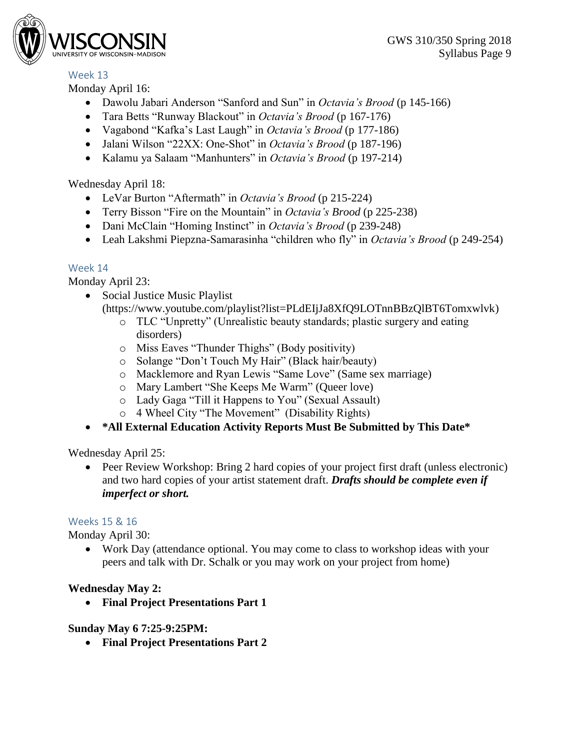### Week 13

Monday April 16:

- Dawolu Jabari Anderson "Sanford and Sun" in *Octavia's Brood* (p 145-166)
- Tara Betts "Runway Blackout" in *Octavia's Brood* (p 167-176)
- Vagabond "Kafka's Last Laugh" in *Octavia's Brood* (p 177-186)
- Jalani Wilson "22XX: One-Shot" in *Octavia's Brood* (p 187-196)
- Kalamu ya Salaam "Manhunters" in *Octavia's Brood* (p 197-214)

Wednesday April 18:

- LeVar Burton "Aftermath" in *Octavia's Brood* (p 215-224)
- Terry Bisson "Fire on the Mountain" in *Octavia's Brood* (p 225-238)
- Dani McClain "Homing Instinct" in *Octavia's Brood* (p 239-248)
- Leah Lakshmi Piepzna-Samarasinha "children who fly" in *Octavia's Brood* (p 249-254)

### Week 14

Monday April 23:

- Social Justice Music Playlist (https://www.youtube.com/playlist?list=PLdEIjJa8XfQ9LOTnnBBzQlBT6Tomxwlvk)
  - TLC "Unpretty" (Unrealistic beauty standards; plastic surgery and eating disorders)
  - Miss Eaves "Thunder Thighs" (Body positivity)
  - Solange "Don't Touch My Hair" (Black hair/beauty)
  - Macklemore and Ryan Lewis "Same Love" (Same sex marriage)
  - Mary Lambert "She Keeps Me Warm" (Queer love)
  - Lady Gaga "Till it Happens to You" (Sexual Assault)
  - 4 Wheel City "The Movement" (Disability Rights)
- **\*All External Education Activity Reports Must Be Submitted by This Date\***

Wednesday April 25:

- Peer Review Workshop: Bring 2 hard copies of your project first draft (unless electronic) and two hard copies of your artist statement draft. ***Drafts should be complete even if imperfect or short.***

### Weeks 15 & 16

Monday April 30:

- Work Day (attendance optional. You may come to class to workshop ideas with your peers and talk with Dr. Schalk or you may work on your project from home)

**Wednesday May 2:**

- **Final Project Presentations Part 1**

**Sunday May 6 7:25-9:25PM:**

- **Final Project Presentations Part 2**